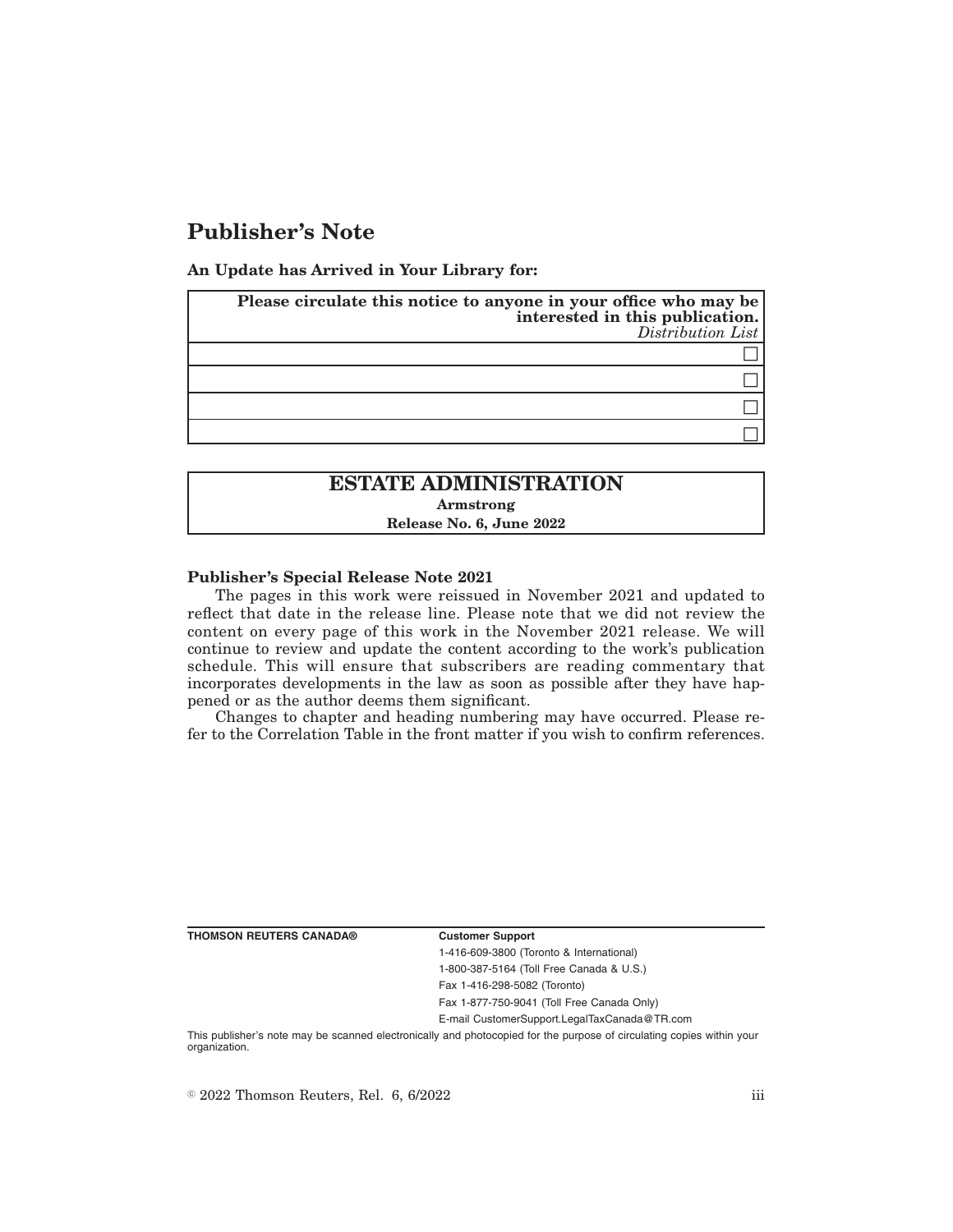# Publisher's Note

**An Update has Arrived in Your Library for:**

| **Please circulate this notice to anyone in your office who may be interested in this publication.** *Distribution List* |
| --- |
| ☐ |
| ☐ |
| ☐ |
| ☐ |

| **ESTATE ADMINISTRATION** |
| --- |
| **Armstrong** |
| **Release No. 6, June 2022** |

**Publisher's Special Release Note 2021**

The pages in this work were reissued in November 2021 and updated to reflect that date in the release line. Please note that we did not review the content on every page of this work in the November 2021 release. We will continue to review and update the content according to the work's publication schedule. This will ensure that subscribers are reading commentary that incorporates developments in the law as soon as possible after they have happened or as the author deems them significant.

Changes to chapter and heading numbering may have occurred. Please refer to the Correlation Table in the front matter if you wish to confirm references.

**THOMSON REUTERS CANADA®**

**Customer Support**

1-416-609-3800 (Toronto & International)

1-800-387-5164 (Toll Free Canada & U.S.)

Fax 1-416-298-5082 (Toronto)

Fax 1-877-750-9041 (Toll Free Canada Only)

E-mail CustomerSupport.LegalTaxCanada@TR.com

This publisher's note may be scanned electronically and photocopied for the purpose of circulating copies within your organization.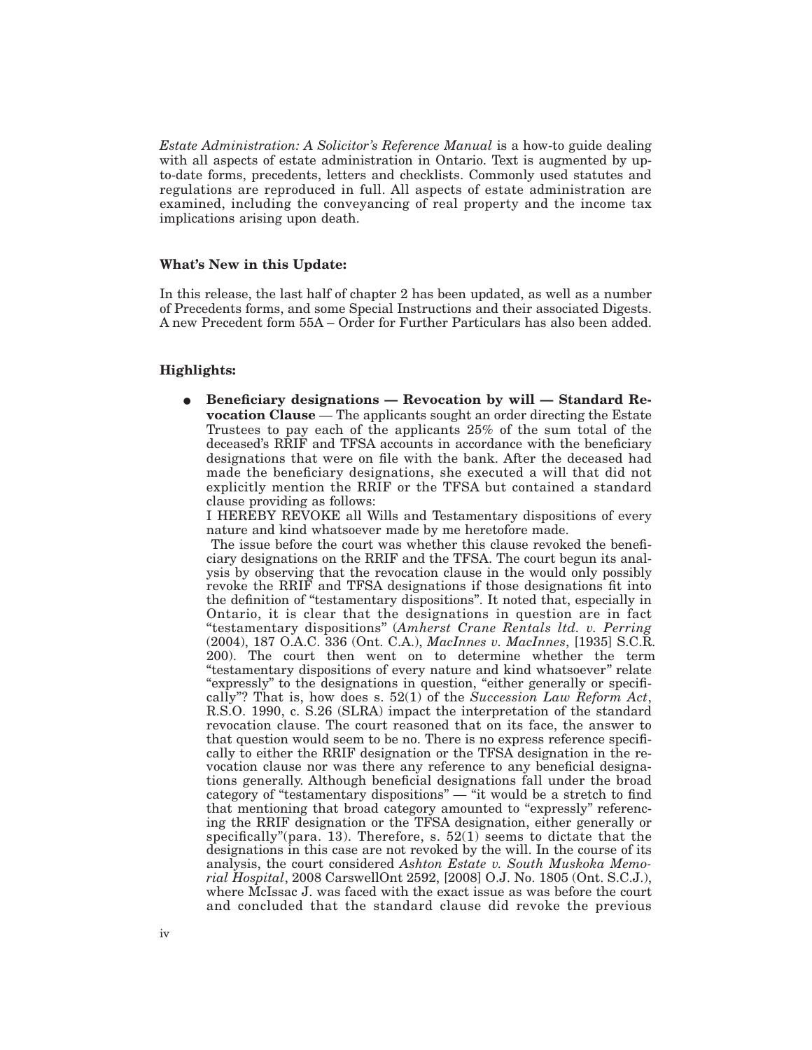*Estate Administration: A Solicitor's Reference Manual* is a how-to guide dealing with all aspects of estate administration in Ontario. Text is augmented by up-to-date forms, precedents, letters and checklists. Commonly used statutes and regulations are reproduced in full. All aspects of estate administration are examined, including the conveyancing of real property and the income tax implications arising upon death.

**What's New in this Update:**

In this release, the last half of chapter 2 has been updated, as well as a number of Precedents forms, and some Special Instructions and their associated Digests. A new Precedent form 55A – Order for Further Particulars has also been added.

**Highlights:**

- **Beneficiary designations — Revocation by will — Standard Revocation Clause** — The applicants sought an order directing the Estate Trustees to pay each of the applicants 25% of the sum total of the deceased's RRIF and TFSA accounts in accordance with the beneficiary designations that were on file with the bank. After the deceased had made the beneficiary designations, she executed a will that did not explicitly mention the RRIF or the TFSA but contained a standard clause providing as follows:

  I HEREBY REVOKE all Wills and Testamentary dispositions of every nature and kind whatsoever made by me heretofore made.

  The issue before the court was whether this clause revoked the beneficiary designations on the RRIF and the TFSA. The court begun its analysis by observing that the revocation clause in the would only possibly revoke the RRIF and TFSA designations if those designations fit into the definition of "testamentary dispositions". It noted that, especially in Ontario, it is clear that the designations in question are in fact "testamentary dispositions" (*Amherst Crane Rentals ltd. v. Perring* (2004), 187 O.A.C. 336 (Ont. C.A.), *MacInnes v. MacInnes*, [1935] S.C.R. 200). The court then went on to determine whether the term "testamentary dispositions of every nature and kind whatsoever" relate "expressly" to the designations in question, "either generally or specifically"? That is, how does s. 52(1) of the *Succession Law Reform Act*, R.S.O. 1990, c. S.26 (SLRA) impact the interpretation of the standard revocation clause. The court reasoned that on its face, the answer to that question would seem to be no. There is no express reference specifically to either the RRIF designation or the TFSA designation in the revocation clause nor was there any reference to any beneficial designations generally. Although beneficial designations fall under the broad category of "testamentary dispositions" — "it would be a stretch to find that mentioning that broad category amounted to "expressly" referencing the RRIF designation or the TFSA designation, either generally or specifically"(para. 13). Therefore, s. 52(1) seems to dictate that the designations in this case are not revoked by the will. In the course of its analysis, the court considered *Ashton Estate v. South Muskoka Memorial Hospital*, 2008 CarswellOnt 2592, [2008] O.J. No. 1805 (Ont. S.C.J.), where McIssac J. was faced with the exact issue as was before the court and concluded that the standard clause did revoke the previous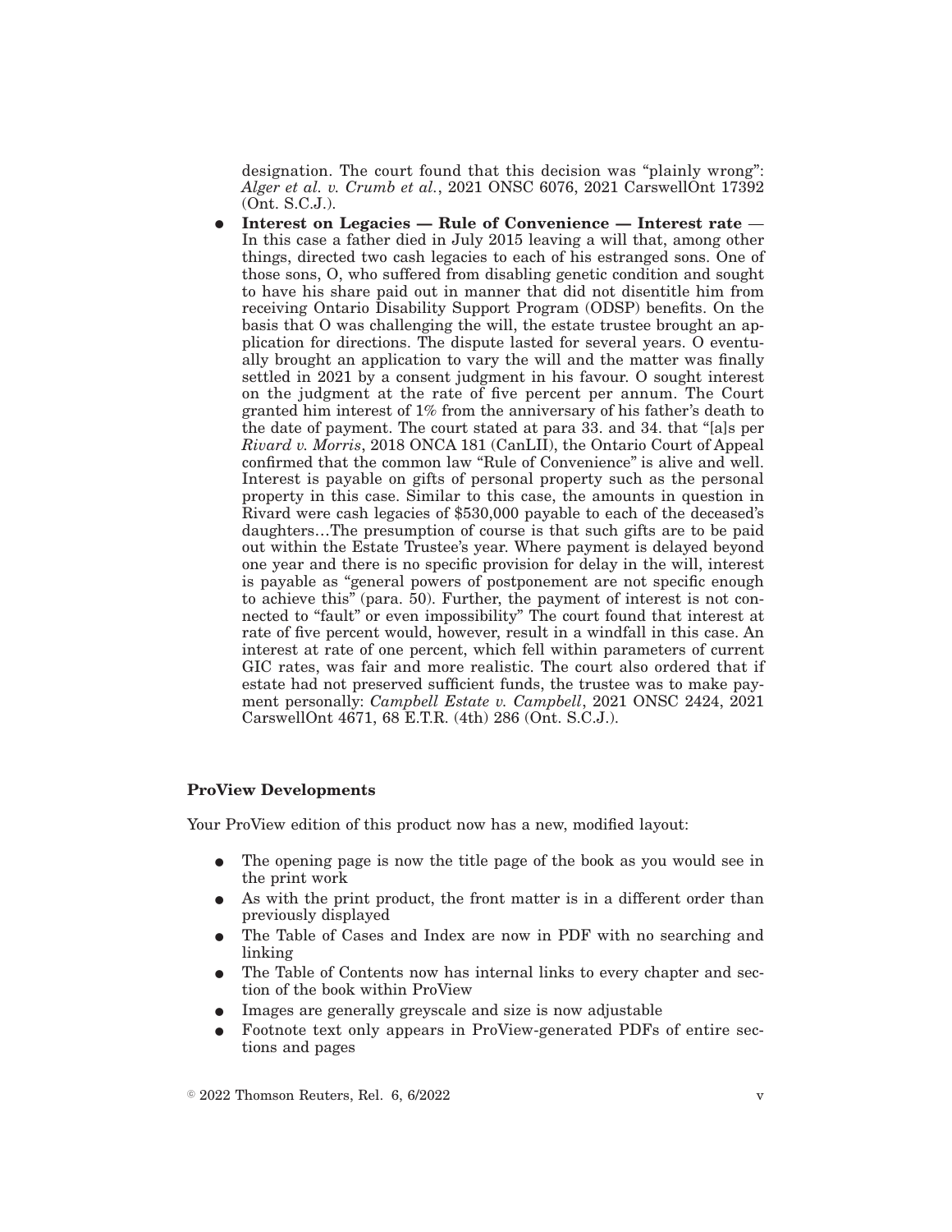designation. The court found that this decision was "plainly wrong": *Alger et al. v. Crumb et al.*, 2021 ONSC 6076, 2021 CarswellOnt 17392 (Ont. S.C.J.).

- **Interest on Legacies — Rule of Convenience — Interest rate** — In this case a father died in July 2015 leaving a will that, among other things, directed two cash legacies to each of his estranged sons. One of those sons, O, who suffered from disabling genetic condition and sought to have his share paid out in manner that did not disentitle him from receiving Ontario Disability Support Program (ODSP) benefits. On the basis that O was challenging the will, the estate trustee brought an application for directions. The dispute lasted for several years. O eventually brought an application to vary the will and the matter was finally settled in 2021 by a consent judgment in his favour. O sought interest on the judgment at the rate of five percent per annum. The Court granted him interest of 1% from the anniversary of his father's death to the date of payment. The court stated at para 33. and 34. that "[a]s per *Rivard v. Morris*, 2018 ONCA 181 (CanLII), the Ontario Court of Appeal confirmed that the common law "Rule of Convenience" is alive and well. Interest is payable on gifts of personal property such as the personal property in this case. Similar to this case, the amounts in question in Rivard were cash legacies of $530,000 payable to each of the deceased's daughters…The presumption of course is that such gifts are to be paid out within the Estate Trustee's year. Where payment is delayed beyond one year and there is no specific provision for delay in the will, interest is payable as "general powers of postponement are not specific enough to achieve this" (para. 50). Further, the payment of interest is not connected to "fault" or even impossibility" The court found that interest at rate of five percent would, however, result in a windfall in this case. An interest at rate of one percent, which fell within parameters of current GIC rates, was fair and more realistic. The court also ordered that if estate had not preserved sufficient funds, the trustee was to make payment personally: *Campbell Estate v. Campbell*, 2021 ONSC 2424, 2021 CarswellOnt 4671, 68 E.T.R. (4th) 286 (Ont. S.C.J.).

## ProView Developments

Your ProView edition of this product now has a new, modified layout:

- The opening page is now the title page of the book as you would see in the print work
- As with the print product, the front matter is in a different order than previously displayed
- The Table of Cases and Index are now in PDF with no searching and linking
- The Table of Contents now has internal links to every chapter and section of the book within ProView
- Images are generally greyscale and size is now adjustable
- Footnote text only appears in ProView-generated PDFs of entire sections and pages